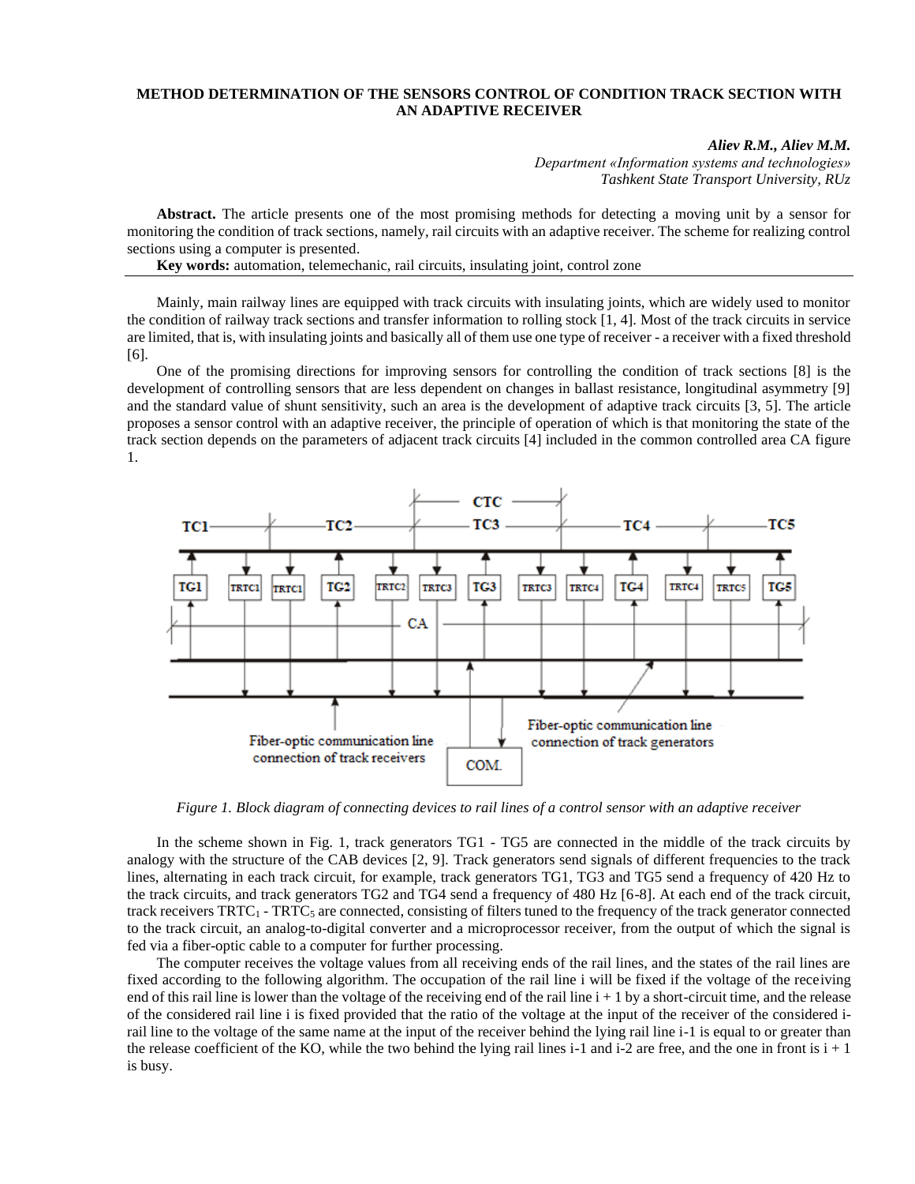# METHOD DETERMINATION OF THE SENSORS CONTROL OF CONDITION TRACK SECTION WITH AN ADAPTIVE RECEIVER

***Aliev R.M., Aliev M.M.***

*Department «Information systems and technologies»*
*Tashkent State Transport University, RUz*

**Abstract.** The article presents one of the most promising methods for detecting a moving unit by a sensor for monitoring the condition of track sections, namely, rail circuits with an adaptive receiver. The scheme for realizing control sections using a computer is presented.

**Key words:** automation, telemechanic, rail circuits, insulating joint, control zone

---

Mainly, main railway lines are equipped with track circuits with insulating joints, which are widely used to monitor the condition of railway track sections and transfer information to rolling stock [1, 4]. Most of the track circuits in service are limited, that is, with insulating joints and basically all of them use one type of receiver - a receiver with a fixed threshold [6].

One of the promising directions for improving sensors for controlling the condition of track sections [8] is the development of controlling sensors that are less dependent on changes in ballast resistance, longitudinal asymmetry [9] and the standard value of shunt sensitivity, such an area is the development of adaptive track circuits [3, 5]. The article proposes a sensor control with an adaptive receiver, the principle of operation of which is that monitoring the state of the track section depends on the parameters of adjacent track circuits [4] included in the common controlled area CA figure 1.

*Figure 1. Block diagram of connecting devices to rail lines of a control sensor with an adaptive receiver*

In the scheme shown in Fig. 1, track generators TG1 - TG5 are connected in the middle of the track circuits by analogy with the structure of the CAB devices [2, 9]. Track generators send signals of different frequencies to the track lines, alternating in each track circuit, for example, track generators TG1, TG3 and TG5 send a frequency of 420 Hz to the track circuits, and track generators TG2 and TG4 send a frequency of 480 Hz [6-8]. At each end of the track circuit, track receivers $TRTC_1$ - $TRTC_5$ are connected, consisting of filters tuned to the frequency of the track generator connected to the track circuit, an analog-to-digital converter and a microprocessor receiver, from the output of which the signal is fed via a fiber-optic cable to a computer for further processing.

The computer receives the voltage values from all receiving ends of the rail lines, and the states of the rail lines are fixed according to the following algorithm. The occupation of the rail line i will be fixed if the voltage of the receiving end of this rail line is lower than the voltage of the receiving end of the rail line i + 1 by a short-circuit time, and the release of the considered rail line i is fixed provided that the ratio of the voltage at the input of the receiver of the considered i-rail line to the voltage of the same name at the input of the receiver behind the lying rail line i-1 is equal to or greater than the release coefficient of the KO, while the two behind the lying rail lines i-1 and i-2 are free, and the one in front is i + 1 is busy.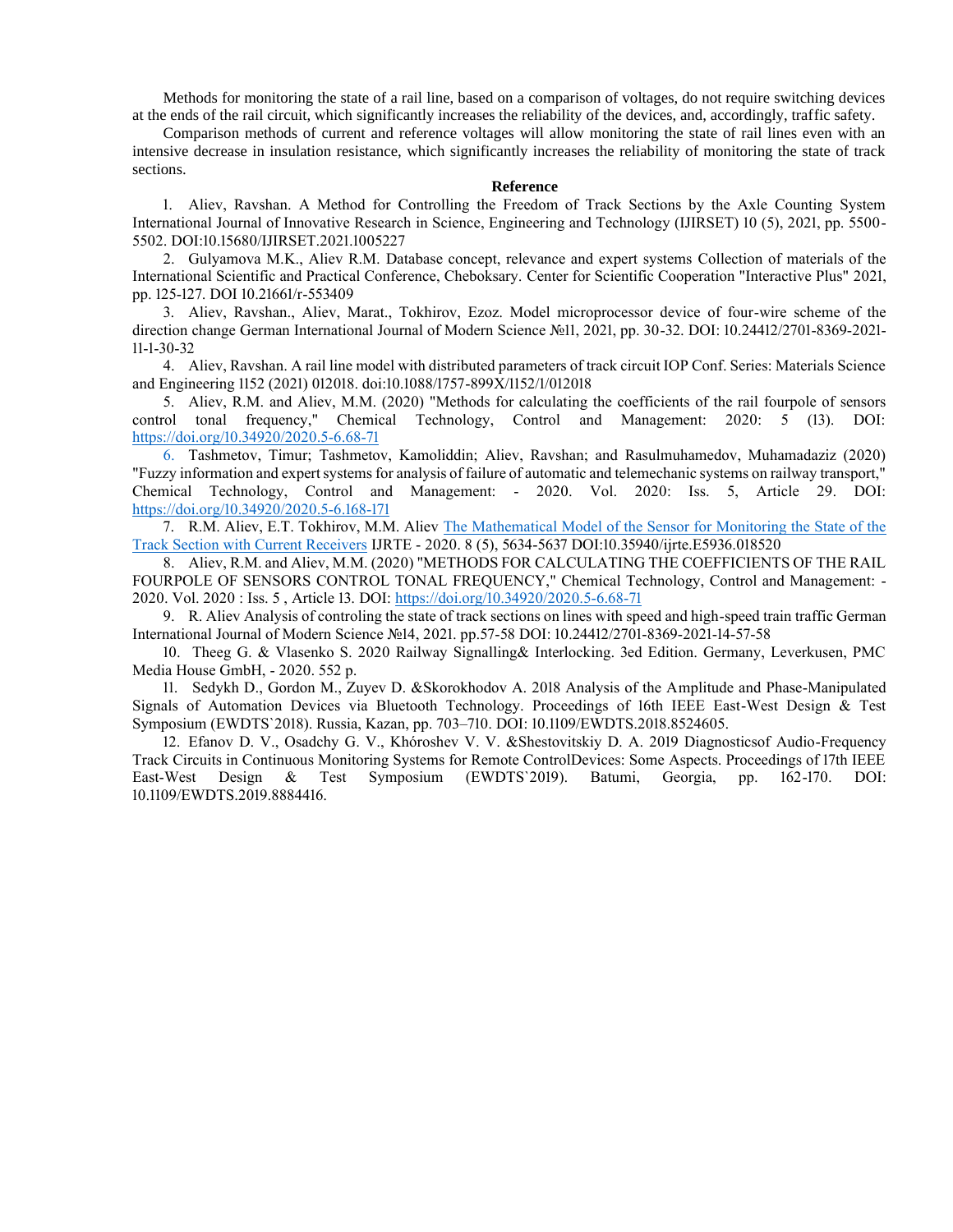Methods for monitoring the state of a rail line, based on a comparison of voltages, do not require switching devices at the ends of the rail circuit, which significantly increases the reliability of the devices, and, accordingly, traffic safety.

Comparison methods of current and reference voltages will allow monitoring the state of rail lines even with an intensive decrease in insulation resistance, which significantly increases the reliability of monitoring the state of track sections.

**Reference**

1. Aliev, Ravshan. A Method for Controlling the Freedom of Track Sections by the Axle Counting System International Journal of Innovative Research in Science, Engineering and Technology (IJIRSET) 10 (5), 2021, pp. 5500-5502. DOI:10.15680/IJIRSET.2021.1005227
2. Gulyamova M.K., Aliev R.M. Database concept, relevance and expert systems Collection of materials of the International Scientific and Practical Conference, Cheboksary. Center for Scientific Cooperation "Interactive Plus" 2021, pp. 125-127. DOI 10.21661/r-553409
3. Aliev, Ravshan., Aliev, Marat., Tokhirov, Ezoz. Model microprocessor device of four-wire scheme of the direction change German International Journal of Modern Science №11, 2021, pp. 30-32. DOI: 10.24412/2701-8369-2021-11-1-30-32
4. Aliev, Ravshan. A rail line model with distributed parameters of track circuit IOP Conf. Series: Materials Science and Engineering 1152 (2021) 012018. doi:10.1088/1757-899X/1152/1/012018
5. Aliev, R.M. and Aliev, M.M. (2020) "Methods for calculating the coefficients of the rail fourpole of sensors control tonal frequency," Chemical Technology, Control and Management: 2020: 5 (13). DOI: https://doi.org/10.34920/2020.5-6.68-71
6. Tashmetov, Timur; Tashmetov, Kamoliddin; Aliev, Ravshan; and Rasulmuhamedov, Muhamadaziz (2020) "Fuzzy information and expert systems for analysis of failure of automatic and telemechanic systems on railway transport," Chemical Technology, Control and Management: - 2020. Vol. 2020: Iss. 5, Article 29. DOI: https://doi.org/10.34920/2020.5-6.168-171
7. R.M. Aliev, E.T. Tokhirov, M.M. Aliev The Mathematical Model of the Sensor for Monitoring the State of the Track Section with Current Receivers IJRTE - 2020. 8 (5), 5634-5637 DOI:10.35940/ijrte.E5936.018520
8. Aliev, R.M. and Aliev, M.M. (2020) "METHODS FOR CALCULATING THE COEFFICIENTS OF THE RAIL FOURPOLE OF SENSORS CONTROL TONAL FREQUENCY," Chemical Technology, Control and Management: - 2020. Vol. 2020 : Iss. 5 , Article 13. DOI: https://doi.org/10.34920/2020.5-6.68-71
9. R. Aliev Analysis of controling the state of track sections on lines with speed and high-speed train traffic German International Journal of Modern Science №14, 2021. pp.57-58 DOI: 10.24412/2701-8369-2021-14-57-58
10. Theeg G. & Vlasenko S. 2020 Railway Signalling& Interlocking. 3ed Edition. Germany, Leverkusen, PMC Media House GmbH, - 2020. 552 p.
11. Sedykh D., Gordon M., Zuyev D. &Skorokhodov A. 2018 Analysis of the Amplitude and Phase-Manipulated Signals of Automation Devices via Bluetooth Technology. Proceedings of 16th IEEE East-West Design & Test Symposium (EWDTS`2018). Russia, Kazan, pp. 703–710. DOI: 10.1109/EWDTS.2018.8524605.
12. Efanov D. V., Osadchy G. V., Khóroshev V. V. &Shestovitskiy D. A. 2019 Diagnosticsof Audio-Frequency Track Circuits in Continuous Monitoring Systems for Remote ControlDevices: Some Aspects. Proceedings of 17th IEEE East-West Design & Test Symposium (EWDTS`2019). Batumi, Georgia, pp. 162-170. DOI: 10.1109/EWDTS.2019.8884416.